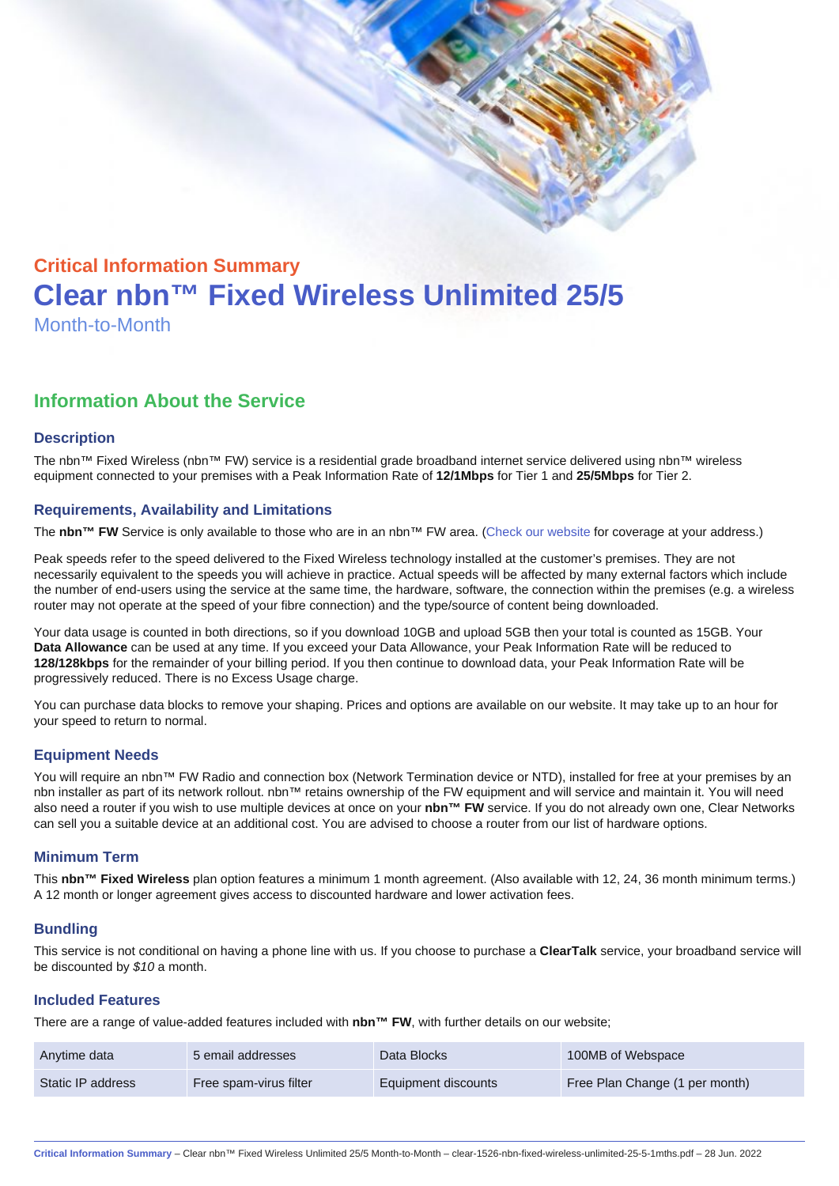Critical Information Summary

# Clear nbn™ Fixed Wireless Unlimited 25/5

Month-to-Month

## Information About the Service

### Description

The nbn™ Fixed Wireless (nbn™ FW) service is a residential grade broadband internet service delivered using nbn™ wireless equipment connected to your premises with a Peak Information Rate of **12/1Mbps** for Tier 1 and **25/5Mbps** for Tier 2.

### Requirements, Availability and Limitations

The **nbn™ FW** Service is only available to those who are in an nbn™ FW area. (Check our website for coverage at your address.)

Peak speeds refer to the speed delivered to the Fixed Wireless technology installed at the customer's premises. They are not necessarily equivalent to the speeds you will achieve in practice. Actual speeds will be affected by many external factors which include the number of end-users using the service at the same time, the hardware, software, the connection within the premises (e.g. a wireless router may not operate at the speed of your fibre connection) and the type/source of content being downloaded.

Your data usage is counted in both directions, so if you download 10GB and upload 5GB then your total is counted as 15GB. Your **Data Allowance** can be used at any time. If you exceed your Data Allowance, your Peak Information Rate will be reduced to **128/128kbps** for the remainder of your billing period. If you then continue to download data, your Peak Information Rate will be progressively reduced. There is no Excess Usage charge.

You can purchase data blocks to remove your shaping. Prices and options are available on our website. It may take up to an hour for your speed to return to normal.

### Equipment Needs

You will require an nbn™ FW Radio and connection box (Network Termination device or NTD), installed for free at your premises by an nbn installer as part of its network rollout. nbn™ retains ownership of the FW equipment and will service and maintain it. You will need also need a router if you wish to use multiple devices at once on your **nbn™ FW** service. If you do not already own one, Clear Networks can sell you a suitable device at an additional cost. You are advised to choose a router from our list of hardware options.

### Minimum Term

This **nbn™ Fixed Wireless** plan option features a minimum 1 month agreement. (Also available with 12, 24, 36 month minimum terms.) A 12 month or longer agreement gives access to discounted hardware and lower activation fees.

### Bundling

This service is not conditional on having a phone line with us. If you choose to purchase a **ClearTalk** service, your broadband service will be discounted by *$10* a month.

### Included Features

There are a range of value-added features included with **nbn™ FW**, with further details on our website;

| | | | |
|---|---|---|---|
| Anytime data | 5 email addresses | Data Blocks | 100MB of Webspace |
| Static IP address | Free spam-virus filter | Equipment discounts | Free Plan Change (1 per month) |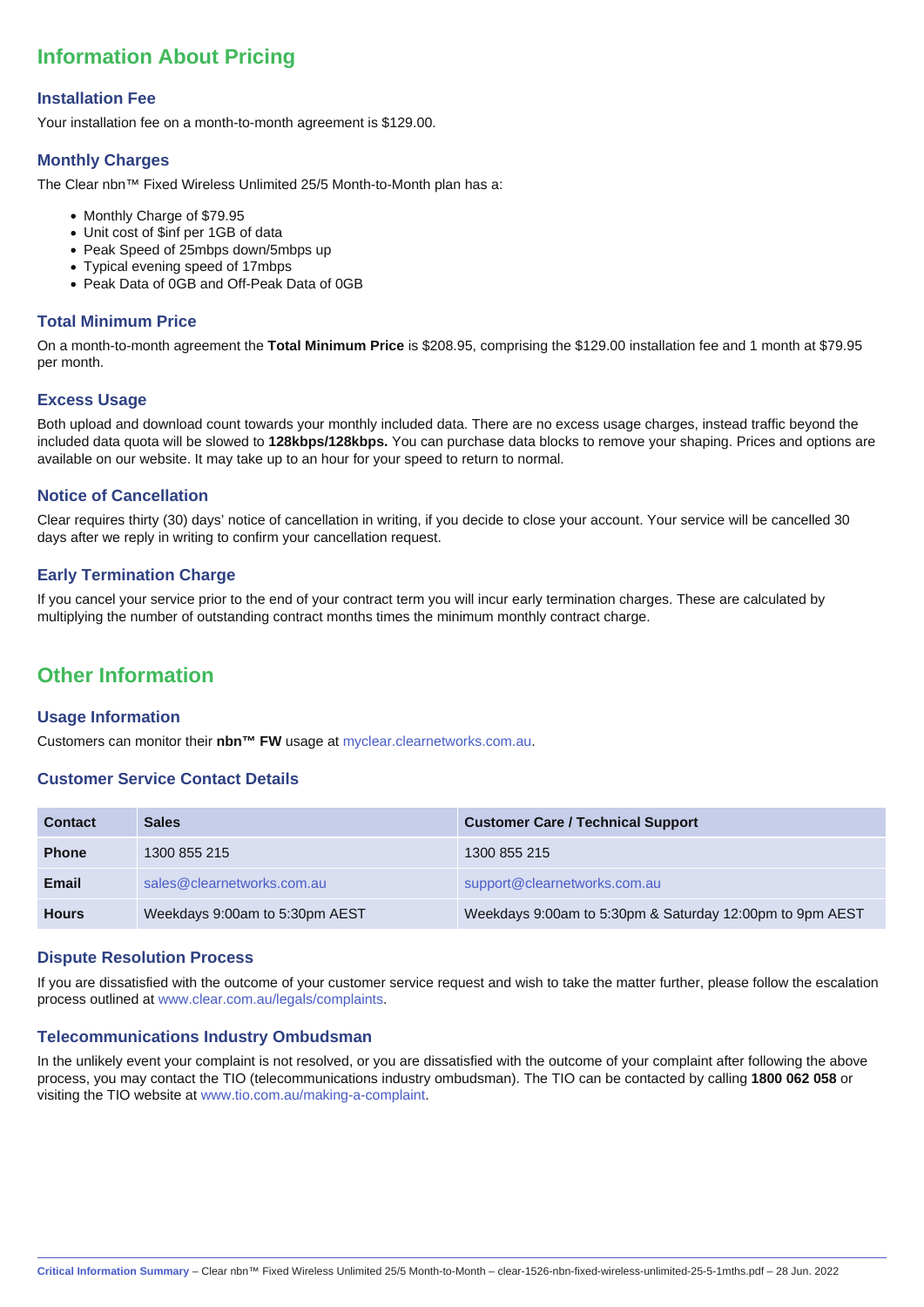## Information About Pricing

### Installation Fee

Your installation fee on a month-to-month agreement is $129.00.

### Monthly Charges

The Clear nbn™ Fixed Wireless Unlimited 25/5 Month-to-Month plan has a:

- Monthly Charge of $79.95
- Unit cost of $inf per 1GB of data
- Peak Speed of 25mbps down/5mbps up
- Typical evening speed of 17mbps
- Peak Data of 0GB and Off-Peak Data of 0GB

### Total Minimum Price

On a month-to-month agreement the **Total Minimum Price** is $208.95, comprising the $129.00 installation fee and 1 month at $79.95 per month.

### Excess Usage

Both upload and download count towards your monthly included data. There are no excess usage charges, instead traffic beyond the included data quota will be slowed to **128kbps/128kbps.** You can purchase data blocks to remove your shaping. Prices and options are available on our website. It may take up to an hour for your speed to return to normal.

### Notice of Cancellation

Clear requires thirty (30) days' notice of cancellation in writing, if you decide to close your account. Your service will be cancelled 30 days after we reply in writing to confirm your cancellation request.

### Early Termination Charge

If you cancel your service prior to the end of your contract term you will incur early termination charges. These are calculated by multiplying the number of outstanding contract months times the minimum monthly contract charge.

## Other Information

### Usage Information

Customers can monitor their **nbn™ FW** usage at myclear.clearnetworks.com.au.

### Customer Service Contact Details

| Contact | Sales | Customer Care / Technical Support |
|---|---|---|
| **Phone** | 1300 855 215 | 1300 855 215 |
| **Email** | sales@clearnetworks.com.au | support@clearnetworks.com.au |
| **Hours** | Weekdays 9:00am to 5:30pm AEST | Weekdays 9:00am to 5:30pm & Saturday 12:00pm to 9pm AEST |

### Dispute Resolution Process

If you are dissatisfied with the outcome of your customer service request and wish to take the matter further, please follow the escalation process outlined at www.clear.com.au/legals/complaints.

### Telecommunications Industry Ombudsman

In the unlikely event your complaint is not resolved, or you are dissatisfied with the outcome of your complaint after following the above process, you may contact the TIO (telecommunications industry ombudsman). The TIO can be contacted by calling **1800 062 058** or visiting the TIO website at www.tio.com.au/making-a-complaint.